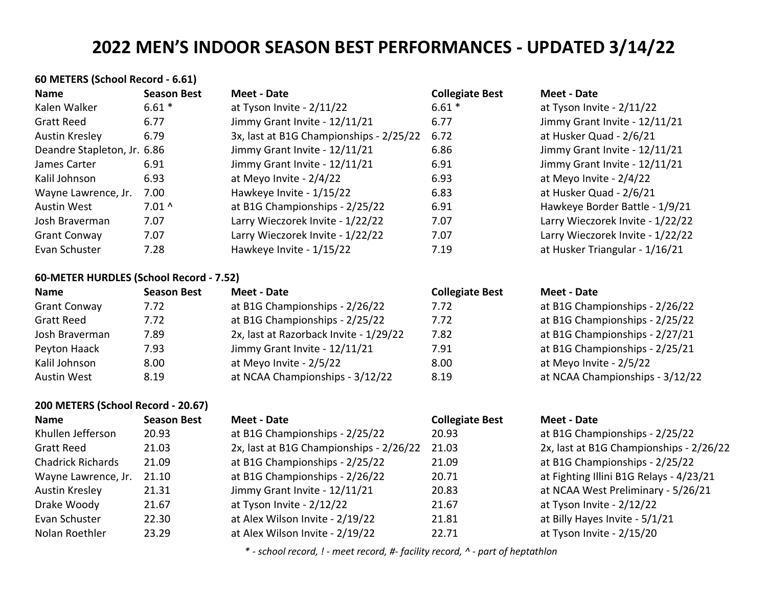# 2022 MEN'S INDOOR SEASON BEST PERFORMANCES - UPDATED 3/14/22

**60 METERS (School Record - 6.61)**

| Name | Season Best | Meet - Date | Collegiate Best | Meet - Date |
|---|---|---|---|---|
| Kalen Walker | 6.61 * | at Tyson Invite - 2/11/22 | 6.61 * | at Tyson Invite - 2/11/22 |
| Gratt Reed | 6.77 | Jimmy Grant Invite - 12/11/21 | 6.77 | Jimmy Grant Invite - 12/11/21 |
| Austin Kresley | 6.79 | 3x, last at B1G Championships - 2/25/22 | 6.72 | at Husker Quad - 2/6/21 |
| Deandre Stapleton, Jr. | 6.86 | Jimmy Grant Invite - 12/11/21 | 6.86 | Jimmy Grant Invite - 12/11/21 |
| James Carter | 6.91 | Jimmy Grant Invite - 12/11/21 | 6.91 | Jimmy Grant Invite - 12/11/21 |
| Kalil Johnson | 6.93 | at Meyo Invite - 2/4/22 | 6.93 | at Meyo Invite - 2/4/22 |
| Wayne Lawrence, Jr. | 7.00 | Hawkeye Invite - 1/15/22 | 6.83 | at Husker Quad - 2/6/21 |
| Austin West | 7.01 ^ | at B1G Championships - 2/25/22 | 6.91 | Hawkeye Border Battle - 1/9/21 |
| Josh Braverman | 7.07 | Larry Wieczorek Invite - 1/22/22 | 7.07 | Larry Wieczorek Invite - 1/22/22 |
| Grant Conway | 7.07 | Larry Wieczorek Invite - 1/22/22 | 7.07 | Larry Wieczorek Invite - 1/22/22 |
| Evan Schuster | 7.28 | Hawkeye Invite - 1/15/22 | 7.19 | at Husker Triangular - 1/16/21 |

**60-METER HURDLES (School Record - 7.52)**

| Name | Season Best | Meet - Date | Collegiate Best | Meet - Date |
|---|---|---|---|---|
| Grant Conway | 7.72 | at B1G Championships - 2/26/22 | 7.72 | at B1G Championships - 2/26/22 |
| Gratt Reed | 7.72 | at B1G Championships - 2/25/22 | 7.72 | at B1G Championships - 2/25/22 |
| Josh Braverman | 7.89 | 2x, last at Razorback Invite - 1/29/22 | 7.82 | at B1G Championships - 2/27/21 |
| Peyton Haack | 7.93 | Jimmy Grant Invite - 12/11/21 | 7.91 | at B1G Championships - 2/25/21 |
| Kalil Johnson | 8.00 | at Meyo Invite - 2/5/22 | 8.00 | at Meyo Invite - 2/5/22 |
| Austin West | 8.19 | at NCAA Championships - 3/12/22 | 8.19 | at NCAA Championships - 3/12/22 |

**200 METERS (School Record - 20.67)**

| Name | Season Best | Meet - Date | Collegiate Best | Meet - Date |
|---|---|---|---|---|
| Khullen Jefferson | 20.93 | at B1G Championships - 2/25/22 | 20.93 | at B1G Championships - 2/25/22 |
| Gratt Reed | 21.03 | 2x, last at B1G Championships - 2/26/22 | 21.03 | 2x, last at B1G Championships - 2/26/22 |
| Chadrick Richards | 21.09 | at B1G Championships - 2/25/22 | 21.09 | at B1G Championships - 2/25/22 |
| Wayne Lawrence, Jr. | 21.10 | at B1G Championships - 2/26/22 | 20.71 | at Fighting Illini B1G Relays - 4/23/21 |
| Austin Kresley | 21.31 | Jimmy Grant Invite - 12/11/21 | 20.83 | at NCAA West Preliminary - 5/26/21 |
| Drake Woody | 21.67 | at Tyson Invite - 2/12/22 | 21.67 | at Tyson Invite - 2/12/22 |
| Evan Schuster | 22.30 | at Alex Wilson Invite - 2/19/22 | 21.81 | at Billy Hayes Invite - 5/1/21 |
| Nolan Roethler | 23.29 | at Alex Wilson Invite - 2/19/22 | 22.71 | at Tyson Invite - 2/15/20 |

*\* - school record, ! - meet record, #- facility record, ^ - part of heptathlon*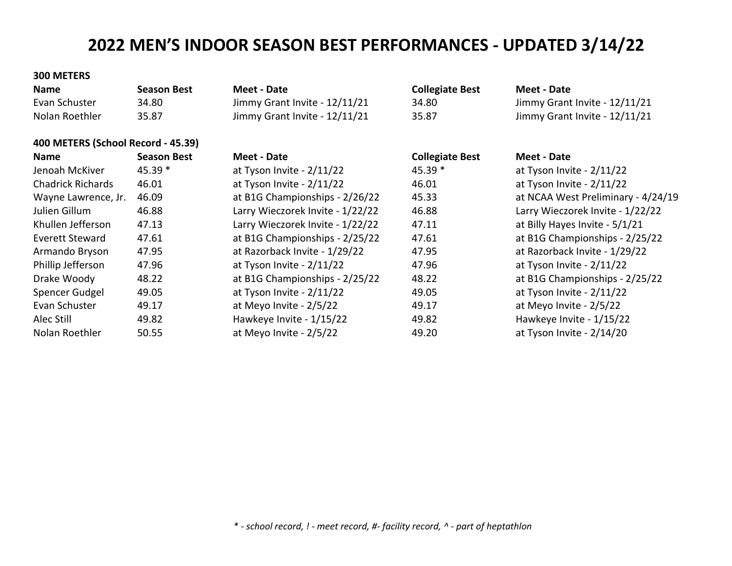# 2022 MEN'S INDOOR SEASON BEST PERFORMANCES - UPDATED 3/14/22

**300 METERS**

| Name | Season Best | Meet - Date | Collegiate Best | Meet - Date |
|---|---|---|---|---|
| Evan Schuster | 34.80 | Jimmy Grant Invite - 12/11/21 | 34.80 | Jimmy Grant Invite - 12/11/21 |
| Nolan Roethler | 35.87 | Jimmy Grant Invite - 12/11/21 | 35.87 | Jimmy Grant Invite - 12/11/21 |

**400 METERS (School Record - 45.39)**

| Name | Season Best | Meet - Date | Collegiate Best | Meet - Date |
|---|---|---|---|---|
| Jenoah McKiver | 45.39 * | at Tyson Invite - 2/11/22 | 45.39 * | at Tyson Invite - 2/11/22 |
| Chadrick Richards | 46.01 | at Tyson Invite - 2/11/22 | 46.01 | at Tyson Invite - 2/11/22 |
| Wayne Lawrence, Jr. | 46.09 | at B1G Championships - 2/26/22 | 45.33 | at NCAA West Preliminary - 4/24/19 |
| Julien Gillum | 46.88 | Larry Wieczorek Invite - 1/22/22 | 46.88 | Larry Wieczorek Invite - 1/22/22 |
| Khullen Jefferson | 47.13 | Larry Wieczorek Invite - 1/22/22 | 47.11 | at Billy Hayes Invite - 5/1/21 |
| Everett Steward | 47.61 | at B1G Championships - 2/25/22 | 47.61 | at B1G Championships - 2/25/22 |
| Armando Bryson | 47.95 | at Razorback Invite - 1/29/22 | 47.95 | at Razorback Invite - 1/29/22 |
| Phillip Jefferson | 47.96 | at Tyson Invite - 2/11/22 | 47.96 | at Tyson Invite - 2/11/22 |
| Drake Woody | 48.22 | at B1G Championships - 2/25/22 | 48.22 | at B1G Championships - 2/25/22 |
| Spencer Gudgel | 49.05 | at Tyson Invite - 2/11/22 | 49.05 | at Tyson Invite - 2/11/22 |
| Evan Schuster | 49.17 | at Meyo Invite - 2/5/22 | 49.17 | at Meyo Invite - 2/5/22 |
| Alec Still | 49.82 | Hawkeye Invite - 1/15/22 | 49.82 | Hawkeye Invite - 1/15/22 |
| Nolan Roethler | 50.55 | at Meyo Invite - 2/5/22 | 49.20 | at Tyson Invite - 2/14/20 |

*\* - school record, ! - meet record, #- facility record, ^ - part of heptathlon*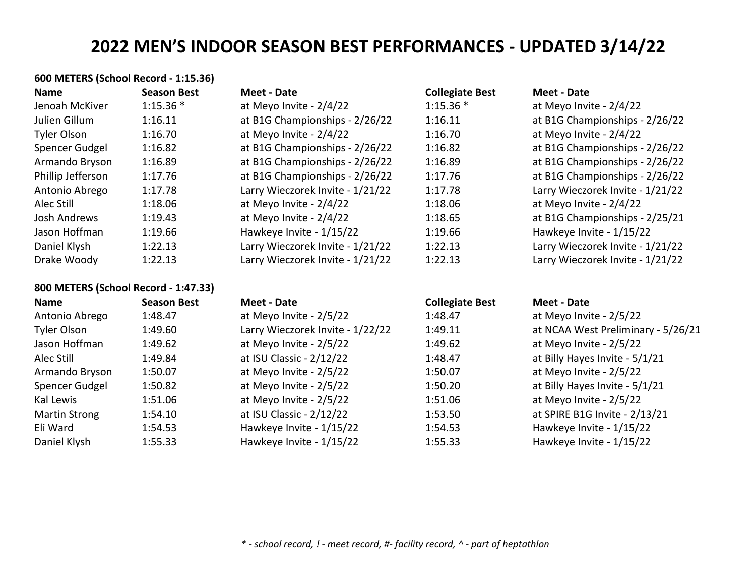# 2022 MEN'S INDOOR SEASON BEST PERFORMANCES - UPDATED 3/14/22

**600 METERS (School Record - 1:15.36)**

| Name | Season Best | Meet - Date | Collegiate Best | Meet - Date |
|---|---|---|---|---|
| Jenoah McKiver | 1:15.36 * | at Meyo Invite - 2/4/22 | 1:15.36 * | at Meyo Invite - 2/4/22 |
| Julien Gillum | 1:16.11 | at B1G Championships - 2/26/22 | 1:16.11 | at B1G Championships - 2/26/22 |
| Tyler Olson | 1:16.70 | at Meyo Invite - 2/4/22 | 1:16.70 | at Meyo Invite - 2/4/22 |
| Spencer Gudgel | 1:16.82 | at B1G Championships - 2/26/22 | 1:16.82 | at B1G Championships - 2/26/22 |
| Armando Bryson | 1:16.89 | at B1G Championships - 2/26/22 | 1:16.89 | at B1G Championships - 2/26/22 |
| Phillip Jefferson | 1:17.76 | at B1G Championships - 2/26/22 | 1:17.76 | at B1G Championships - 2/26/22 |
| Antonio Abrego | 1:17.78 | Larry Wieczorek Invite - 1/21/22 | 1:17.78 | Larry Wieczorek Invite - 1/21/22 |
| Alec Still | 1:18.06 | at Meyo Invite - 2/4/22 | 1:18.06 | at Meyo Invite - 2/4/22 |
| Josh Andrews | 1:19.43 | at Meyo Invite - 2/4/22 | 1:18.65 | at B1G Championships - 2/25/21 |
| Jason Hoffman | 1:19.66 | Hawkeye Invite - 1/15/22 | 1:19.66 | Hawkeye Invite - 1/15/22 |
| Daniel Klysh | 1:22.13 | Larry Wieczorek Invite - 1/21/22 | 1:22.13 | Larry Wieczorek Invite - 1/21/22 |
| Drake Woody | 1:22.13 | Larry Wieczorek Invite - 1/21/22 | 1:22.13 | Larry Wieczorek Invite - 1/21/22 |

**800 METERS (School Record - 1:47.33)**

| Name | Season Best | Meet - Date | Collegiate Best | Meet - Date |
|---|---|---|---|---|
| Antonio Abrego | 1:48.47 | at Meyo Invite - 2/5/22 | 1:48.47 | at Meyo Invite - 2/5/22 |
| Tyler Olson | 1:49.60 | Larry Wieczorek Invite - 1/22/22 | 1:49.11 | at NCAA West Preliminary - 5/26/21 |
| Jason Hoffman | 1:49.62 | at Meyo Invite - 2/5/22 | 1:49.62 | at Meyo Invite - 2/5/22 |
| Alec Still | 1:49.84 | at ISU Classic - 2/12/22 | 1:48.47 | at Billy Hayes Invite - 5/1/21 |
| Armando Bryson | 1:50.07 | at Meyo Invite - 2/5/22 | 1:50.07 | at Meyo Invite - 2/5/22 |
| Spencer Gudgel | 1:50.82 | at Meyo Invite - 2/5/22 | 1:50.20 | at Billy Hayes Invite - 5/1/21 |
| Kal Lewis | 1:51.06 | at Meyo Invite - 2/5/22 | 1:51.06 | at Meyo Invite - 2/5/22 |
| Martin Strong | 1:54.10 | at ISU Classic - 2/12/22 | 1:53.50 | at SPIRE B1G Invite - 2/13/21 |
| Eli Ward | 1:54.53 | Hawkeye Invite - 1/15/22 | 1:54.53 | Hawkeye Invite - 1/15/22 |
| Daniel Klysh | 1:55.33 | Hawkeye Invite - 1/15/22 | 1:55.33 | Hawkeye Invite - 1/15/22 |

*\* - school record, ! - meet record, #- facility record, ^ - part of heptathlon*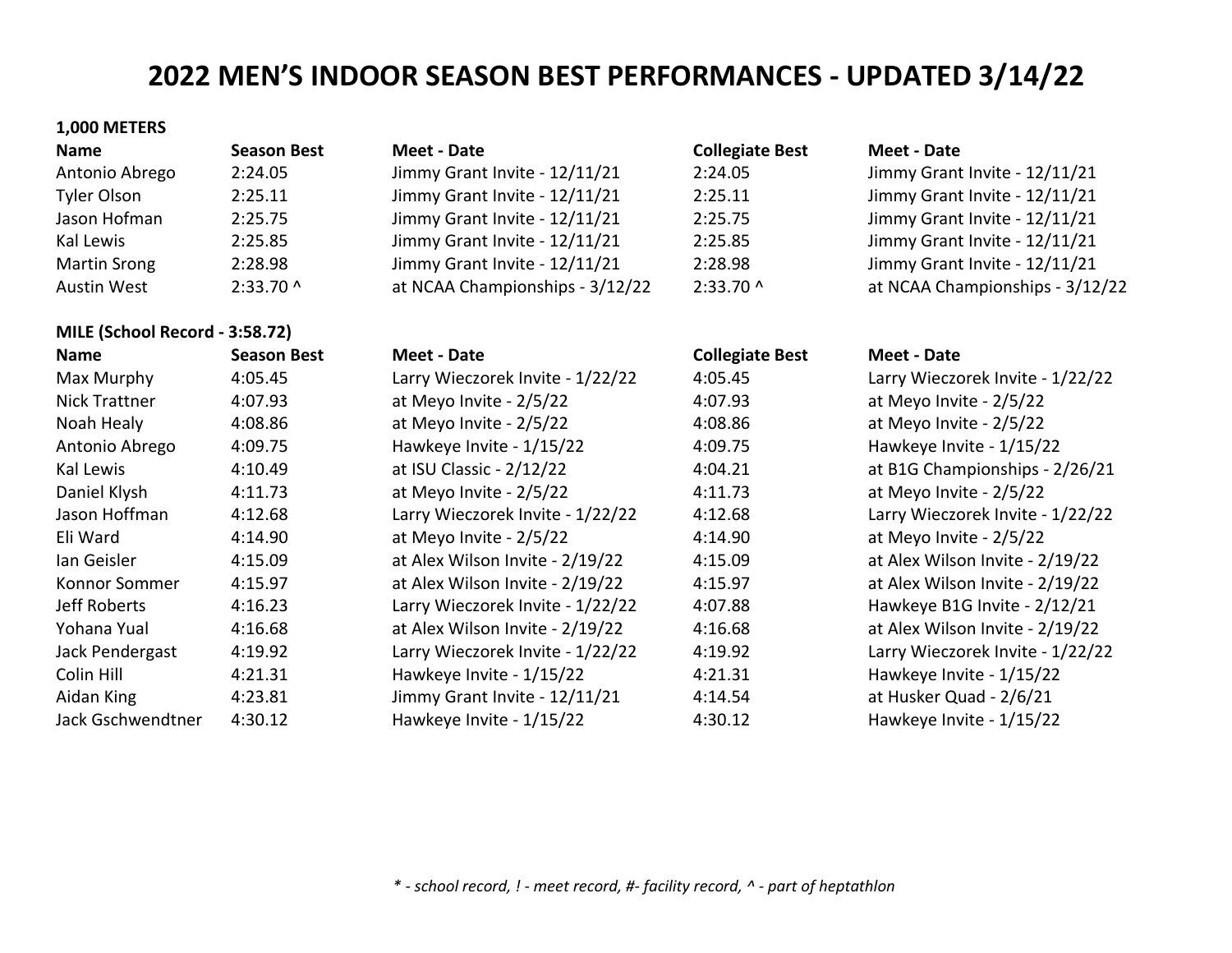# 2022 MEN'S INDOOR SEASON BEST PERFORMANCES - UPDATED 3/14/22

**1,000 METERS**

| Name | Season Best | Meet - Date | Collegiate Best | Meet - Date |
|---|---|---|---|---|
| Antonio Abrego | 2:24.05 | Jimmy Grant Invite - 12/11/21 | 2:24.05 | Jimmy Grant Invite - 12/11/21 |
| Tyler Olson | 2:25.11 | Jimmy Grant Invite - 12/11/21 | 2:25.11 | Jimmy Grant Invite - 12/11/21 |
| Jason Hofman | 2:25.75 | Jimmy Grant Invite - 12/11/21 | 2:25.75 | Jimmy Grant Invite - 12/11/21 |
| Kal Lewis | 2:25.85 | Jimmy Grant Invite - 12/11/21 | 2:25.85 | Jimmy Grant Invite - 12/11/21 |
| Martin Srong | 2:28.98 | Jimmy Grant Invite - 12/11/21 | 2:28.98 | Jimmy Grant Invite - 12/11/21 |
| Austin West | 2:33.70 ^ | at NCAA Championships - 3/12/22 | 2:33.70 ^ | at NCAA Championships - 3/12/22 |

**MILE (School Record - 3:58.72)**

| Name | Season Best | Meet - Date | Collegiate Best | Meet - Date |
|---|---|---|---|---|
| Max Murphy | 4:05.45 | Larry Wieczorek Invite - 1/22/22 | 4:05.45 | Larry Wieczorek Invite - 1/22/22 |
| Nick Trattner | 4:07.93 | at Meyo Invite - 2/5/22 | 4:07.93 | at Meyo Invite - 2/5/22 |
| Noah Healy | 4:08.86 | at Meyo Invite - 2/5/22 | 4:08.86 | at Meyo Invite - 2/5/22 |
| Antonio Abrego | 4:09.75 | Hawkeye Invite - 1/15/22 | 4:09.75 | Hawkeye Invite - 1/15/22 |
| Kal Lewis | 4:10.49 | at ISU Classic - 2/12/22 | 4:04.21 | at B1G Championships - 2/26/21 |
| Daniel Klysh | 4:11.73 | at Meyo Invite - 2/5/22 | 4:11.73 | at Meyo Invite - 2/5/22 |
| Jason Hoffman | 4:12.68 | Larry Wieczorek Invite - 1/22/22 | 4:12.68 | Larry Wieczorek Invite - 1/22/22 |
| Eli Ward | 4:14.90 | at Meyo Invite - 2/5/22 | 4:14.90 | at Meyo Invite - 2/5/22 |
| Ian Geisler | 4:15.09 | at Alex Wilson Invite - 2/19/22 | 4:15.09 | at Alex Wilson Invite - 2/19/22 |
| Konnor Sommer | 4:15.97 | at Alex Wilson Invite - 2/19/22 | 4:15.97 | at Alex Wilson Invite - 2/19/22 |
| Jeff Roberts | 4:16.23 | Larry Wieczorek Invite - 1/22/22 | 4:07.88 | Hawkeye B1G Invite - 2/12/21 |
| Yohana Yual | 4:16.68 | at Alex Wilson Invite - 2/19/22 | 4:16.68 | at Alex Wilson Invite - 2/19/22 |
| Jack Pendergast | 4:19.92 | Larry Wieczorek Invite - 1/22/22 | 4:19.92 | Larry Wieczorek Invite - 1/22/22 |
| Colin Hill | 4:21.31 | Hawkeye Invite - 1/15/22 | 4:21.31 | Hawkeye Invite - 1/15/22 |
| Aidan King | 4:23.81 | Jimmy Grant Invite - 12/11/21 | 4:14.54 | at Husker Quad - 2/6/21 |
| Jack Gschwendtner | 4:30.12 | Hawkeye Invite - 1/15/22 | 4:30.12 | Hawkeye Invite - 1/15/22 |

*\* - school record, ! - meet record, #- facility record, ^ - part of heptathlon*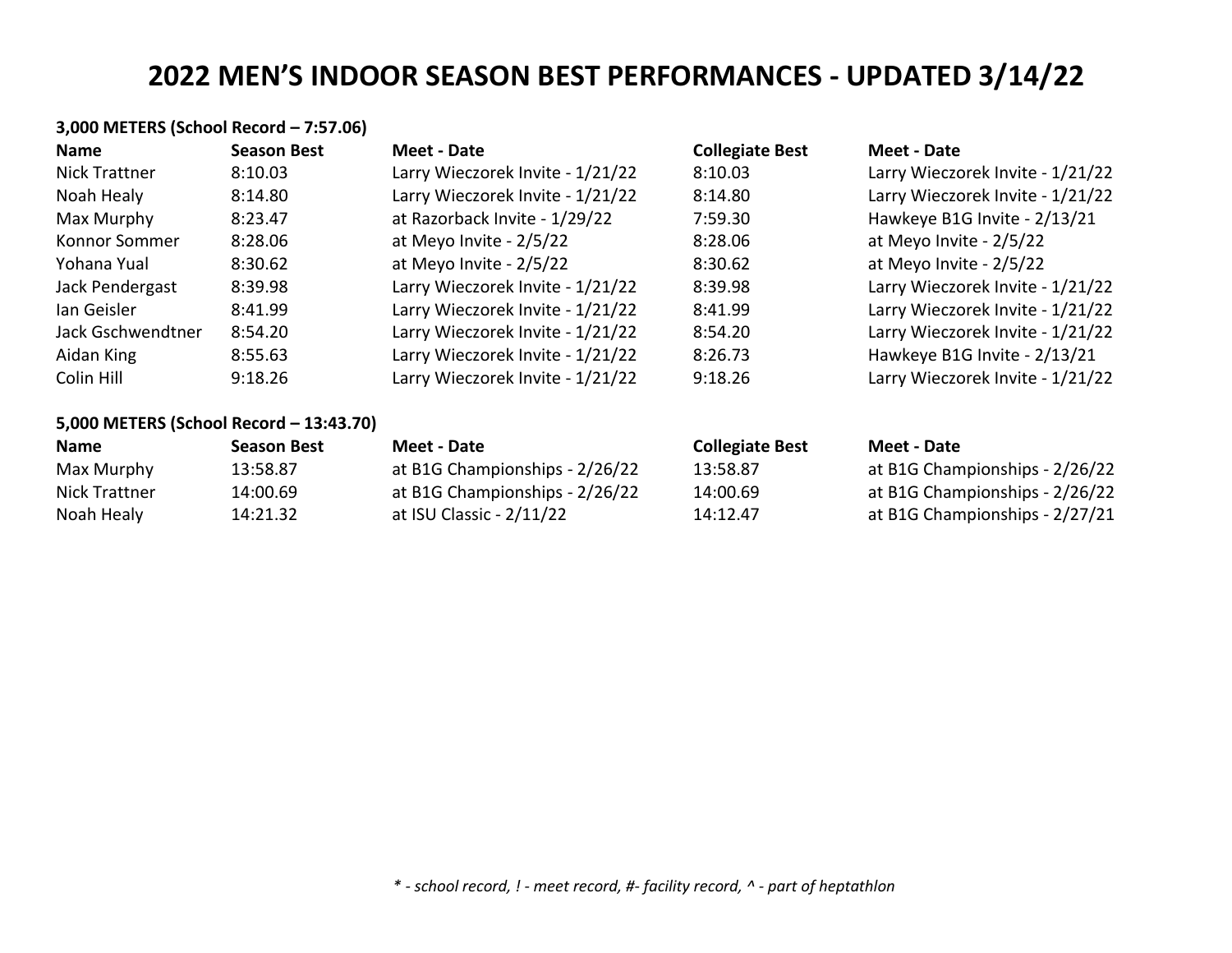# 2022 MEN'S INDOOR SEASON BEST PERFORMANCES - UPDATED 3/14/22

**3,000 METERS (School Record – 7:57.06)**

| Name | Season Best | Meet - Date | Collegiate Best | Meet - Date |
|---|---|---|---|---|
| Nick Trattner | 8:10.03 | Larry Wieczorek Invite - 1/21/22 | 8:10.03 | Larry Wieczorek Invite - 1/21/22 |
| Noah Healy | 8:14.80 | Larry Wieczorek Invite - 1/21/22 | 8:14.80 | Larry Wieczorek Invite - 1/21/22 |
| Max Murphy | 8:23.47 | at Razorback Invite - 1/29/22 | 7:59.30 | Hawkeye B1G Invite - 2/13/21 |
| Konnor Sommer | 8:28.06 | at Meyo Invite - 2/5/22 | 8:28.06 | at Meyo Invite - 2/5/22 |
| Yohana Yual | 8:30.62 | at Meyo Invite - 2/5/22 | 8:30.62 | at Meyo Invite - 2/5/22 |
| Jack Pendergast | 8:39.98 | Larry Wieczorek Invite - 1/21/22 | 8:39.98 | Larry Wieczorek Invite - 1/21/22 |
| Ian Geisler | 8:41.99 | Larry Wieczorek Invite - 1/21/22 | 8:41.99 | Larry Wieczorek Invite - 1/21/22 |
| Jack Gschwendtner | 8:54.20 | Larry Wieczorek Invite - 1/21/22 | 8:54.20 | Larry Wieczorek Invite - 1/21/22 |
| Aidan King | 8:55.63 | Larry Wieczorek Invite - 1/21/22 | 8:26.73 | Hawkeye B1G Invite - 2/13/21 |
| Colin Hill | 9:18.26 | Larry Wieczorek Invite - 1/21/22 | 9:18.26 | Larry Wieczorek Invite - 1/21/22 |

**5,000 METERS (School Record – 13:43.70)**

| Name | Season Best | Meet - Date | Collegiate Best | Meet - Date |
|---|---|---|---|---|
| Max Murphy | 13:58.87 | at B1G Championships - 2/26/22 | 13:58.87 | at B1G Championships - 2/26/22 |
| Nick Trattner | 14:00.69 | at B1G Championships - 2/26/22 | 14:00.69 | at B1G Championships - 2/26/22 |
| Noah Healy | 14:21.32 | at ISU Classic - 2/11/22 | 14:12.47 | at B1G Championships - 2/27/21 |

*\* - school record, ! - meet record, #- facility record, ^ - part of heptathlon*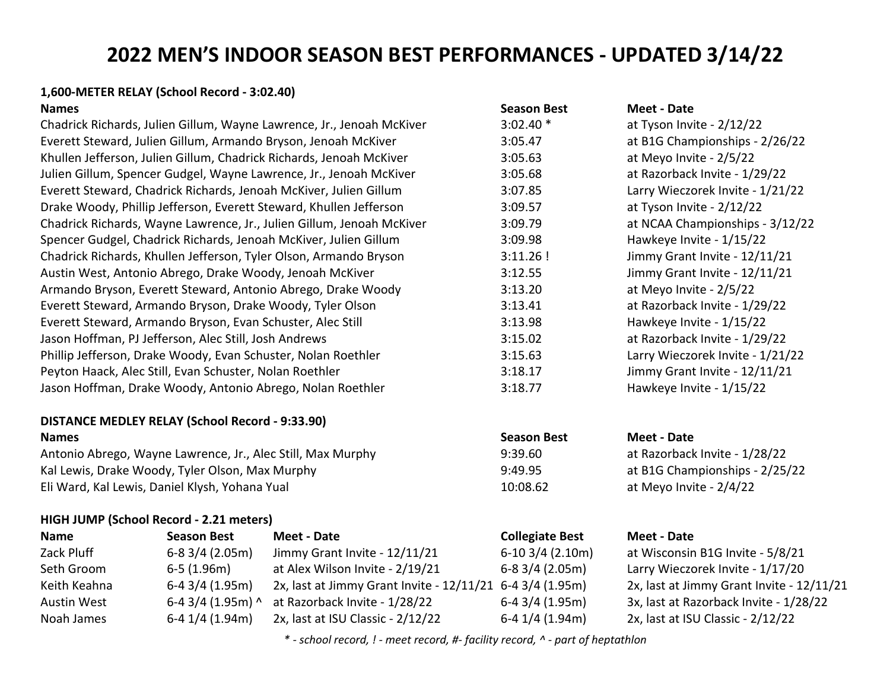# 2022 MEN'S INDOOR SEASON BEST PERFORMANCES - UPDATED 3/14/22

**1,600-METER RELAY (School Record - 3:02.40)**

| Names | Season Best | Meet - Date |
|---|---|---|
| Chadrick Richards, Julien Gillum, Wayne Lawrence, Jr., Jenoah McKiver | 3:02.40 * | at Tyson Invite - 2/12/22 |
| Everett Steward, Julien Gillum, Armando Bryson, Jenoah McKiver | 3:05.47 | at B1G Championships - 2/26/22 |
| Khullen Jefferson, Julien Gillum, Chadrick Richards, Jenoah McKiver | 3:05.63 | at Meyo Invite - 2/5/22 |
| Julien Gillum, Spencer Gudgel, Wayne Lawrence, Jr., Jenoah McKiver | 3:05.68 | at Razorback Invite - 1/29/22 |
| Everett Steward, Chadrick Richards, Jenoah McKiver, Julien Gillum | 3:07.85 | Larry Wieczorek Invite - 1/21/22 |
| Drake Woody, Phillip Jefferson, Everett Steward, Khullen Jefferson | 3:09.57 | at Tyson Invite - 2/12/22 |
| Chadrick Richards, Wayne Lawrence, Jr., Julien Gillum, Jenoah McKiver | 3:09.79 | at NCAA Championships - 3/12/22 |
| Spencer Gudgel, Chadrick Richards, Jenoah McKiver, Julien Gillum | 3:09.98 | Hawkeye Invite - 1/15/22 |
| Chadrick Richards, Khullen Jefferson, Tyler Olson, Armando Bryson | 3:11.26 ! | Jimmy Grant Invite - 12/11/21 |
| Austin West, Antonio Abrego, Drake Woody, Jenoah McKiver | 3:12.55 | Jimmy Grant Invite - 12/11/21 |
| Armando Bryson, Everett Steward, Antonio Abrego, Drake Woody | 3:13.20 | at Meyo Invite - 2/5/22 |
| Everett Steward, Armando Bryson, Drake Woody, Tyler Olson | 3:13.41 | at Razorback Invite - 1/29/22 |
| Everett Steward, Armando Bryson, Evan Schuster, Alec Still | 3:13.98 | Hawkeye Invite - 1/15/22 |
| Jason Hoffman, PJ Jefferson, Alec Still, Josh Andrews | 3:15.02 | at Razorback Invite - 1/29/22 |
| Phillip Jefferson, Drake Woody, Evan Schuster, Nolan Roethler | 3:15.63 | Larry Wieczorek Invite - 1/21/22 |
| Peyton Haack, Alec Still, Evan Schuster, Nolan Roethler | 3:18.17 | Jimmy Grant Invite - 12/11/21 |
| Jason Hoffman, Drake Woody, Antonio Abrego, Nolan Roethler | 3:18.77 | Hawkeye Invite - 1/15/22 |

**DISTANCE MEDLEY RELAY (School Record - 9:33.90)**

| Names | Season Best | Meet - Date |
|---|---|---|
| Antonio Abrego, Wayne Lawrence, Jr., Alec Still, Max Murphy | 9:39.60 | at Razorback Invite - 1/28/22 |
| Kal Lewis, Drake Woody, Tyler Olson, Max Murphy | 9:49.95 | at B1G Championships - 2/25/22 |
| Eli Ward, Kal Lewis, Daniel Klysh, Yohana Yual | 10:08.62 | at Meyo Invite - 2/4/22 |

**HIGH JUMP (School Record - 2.21 meters)**

| Name | Season Best | Meet - Date | Collegiate Best | Meet - Date |
|---|---|---|---|---|
| Zack Pluff | 6-8 3/4 (2.05m) | Jimmy Grant Invite - 12/11/21 | 6-10 3/4 (2.10m) | at Wisconsin B1G Invite - 5/8/21 |
| Seth Groom | 6-5 (1.96m) | at Alex Wilson Invite - 2/19/21 | 6-8 3/4 (2.05m) | Larry Wieczorek Invite - 1/17/20 |
| Keith Keahna | 6-4 3/4 (1.95m) | 2x, last at Jimmy Grant Invite - 12/11/21 | 6-4 3/4 (1.95m) | 2x, last at Jimmy Grant Invite - 12/11/21 |
| Austin West | 6-4 3/4 (1.95m) ^ | at Razorback Invite - 1/28/22 | 6-4 3/4 (1.95m) | 3x, last at Razorback Invite - 1/28/22 |
| Noah James | 6-4 1/4 (1.94m) | 2x, last at ISU Classic - 2/12/22 | 6-4 1/4 (1.94m) | 2x, last at ISU Classic - 2/12/22 |

*\* - school record, ! - meet record, #- facility record, ^ - part of heptathlon*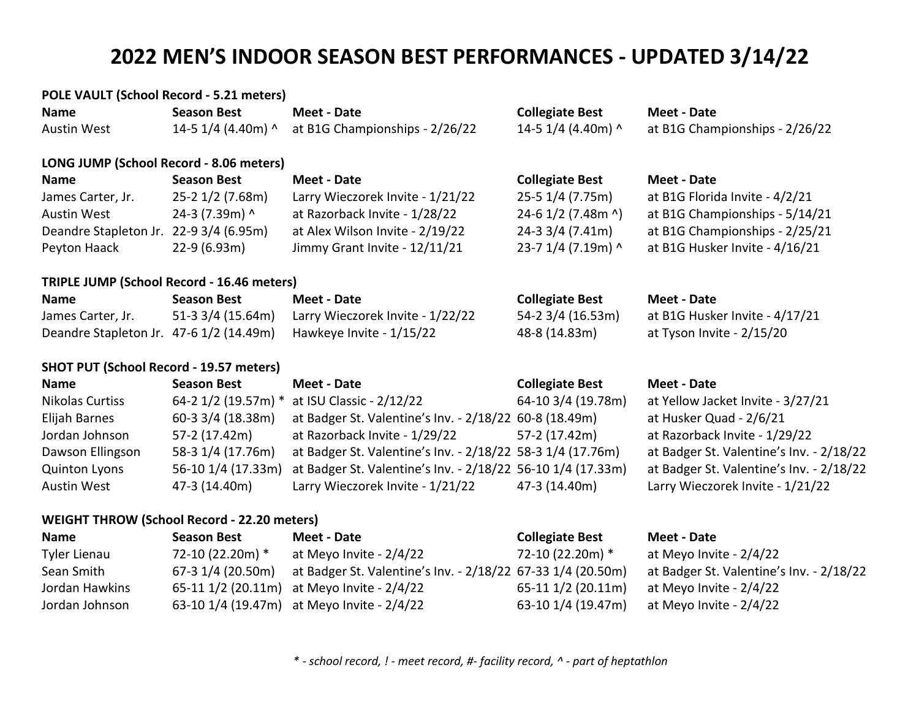# 2022 MEN'S INDOOR SEASON BEST PERFORMANCES - UPDATED 3/14/22

**POLE VAULT (School Record - 5.21 meters)**

| Name | Season Best | Meet - Date | Collegiate Best | Meet - Date |
|---|---|---|---|---|
| Austin West | 14-5 1/4 (4.40m) ^ | at B1G Championships - 2/26/22 | 14-5 1/4 (4.40m) ^ | at B1G Championships - 2/26/22 |

**LONG JUMP (School Record - 8.06 meters)**

| Name | Season Best | Meet - Date | Collegiate Best | Meet - Date |
|---|---|---|---|---|
| James Carter, Jr. | 25-2 1/2 (7.68m) | Larry Wieczorek Invite - 1/21/22 | 25-5 1/4 (7.75m) | at B1G Florida Invite - 4/2/21 |
| Austin West | 24-3 (7.39m) ^ | at Razorback Invite - 1/28/22 | 24-6 1/2 (7.48m ^) | at B1G Championships - 5/14/21 |
| Deandre Stapleton Jr. | 22-9 3/4 (6.95m) | at Alex Wilson Invite - 2/19/22 | 24-3 3/4 (7.41m) | at B1G Championships - 2/25/21 |
| Peyton Haack | 22-9 (6.93m) | Jimmy Grant Invite - 12/11/21 | 23-7 1/4 (7.19m) ^ | at B1G Husker Invite - 4/16/21 |

**TRIPLE JUMP (School Record - 16.46 meters)**

| Name | Season Best | Meet - Date | Collegiate Best | Meet - Date |
|---|---|---|---|---|
| James Carter, Jr. | 51-3 3/4 (15.64m) | Larry Wieczorek Invite - 1/22/22 | 54-2 3/4 (16.53m) | at B1G Husker Invite - 4/17/21 |
| Deandre Stapleton Jr. | 47-6 1/2 (14.49m) | Hawkeye Invite - 1/15/22 | 48-8 (14.83m) | at Tyson Invite - 2/15/20 |

**SHOT PUT (School Record - 19.57 meters)**

| Name | Season Best | Meet - Date | Collegiate Best | Meet - Date |
|---|---|---|---|---|
| Nikolas Curtiss | 64-2 1/2 (19.57m) * | at ISU Classic - 2/12/22 | 64-10 3/4 (19.78m) | at Yellow Jacket Invite - 3/27/21 |
| Elijah Barnes | 60-3 3/4 (18.38m) | at Badger St. Valentine's Inv. - 2/18/22 | 60-8 (18.49m) | at Husker Quad - 2/6/21 |
| Jordan Johnson | 57-2 (17.42m) | at Razorback Invite - 1/29/22 | 57-2 (17.42m) | at Razorback Invite - 1/29/22 |
| Dawson Ellingson | 58-3 1/4 (17.76m) | at Badger St. Valentine's Inv. - 2/18/22 | 58-3 1/4 (17.76m) | at Badger St. Valentine's Inv. - 2/18/22 |
| Quinton Lyons | 56-10 1/4 (17.33m) | at Badger St. Valentine's Inv. - 2/18/22 | 56-10 1/4 (17.33m) | at Badger St. Valentine's Inv. - 2/18/22 |
| Austin West | 47-3 (14.40m) | Larry Wieczorek Invite - 1/21/22 | 47-3 (14.40m) | Larry Wieczorek Invite - 1/21/22 |

**WEIGHT THROW (School Record - 22.20 meters)**

| Name | Season Best | Meet - Date | Collegiate Best | Meet - Date |
|---|---|---|---|---|
| Tyler Lienau | 72-10 (22.20m) * | at Meyo Invite - 2/4/22 | 72-10 (22.20m) * | at Meyo Invite - 2/4/22 |
| Sean Smith | 67-3 1/4 (20.50m) | at Badger St. Valentine's Inv. - 2/18/22 | 67-33 1/4 (20.50m) | at Badger St. Valentine's Inv. - 2/18/22 |
| Jordan Hawkins | 65-11 1/2 (20.11m) | at Meyo Invite - 2/4/22 | 65-11 1/2 (20.11m) | at Meyo Invite - 2/4/22 |
| Jordan Johnson | 63-10 1/4 (19.47m) | at Meyo Invite - 2/4/22 | 63-10 1/4 (19.47m) | at Meyo Invite - 2/4/22 |

*\* - school record, ! - meet record, #- facility record, ^ - part of heptathlon*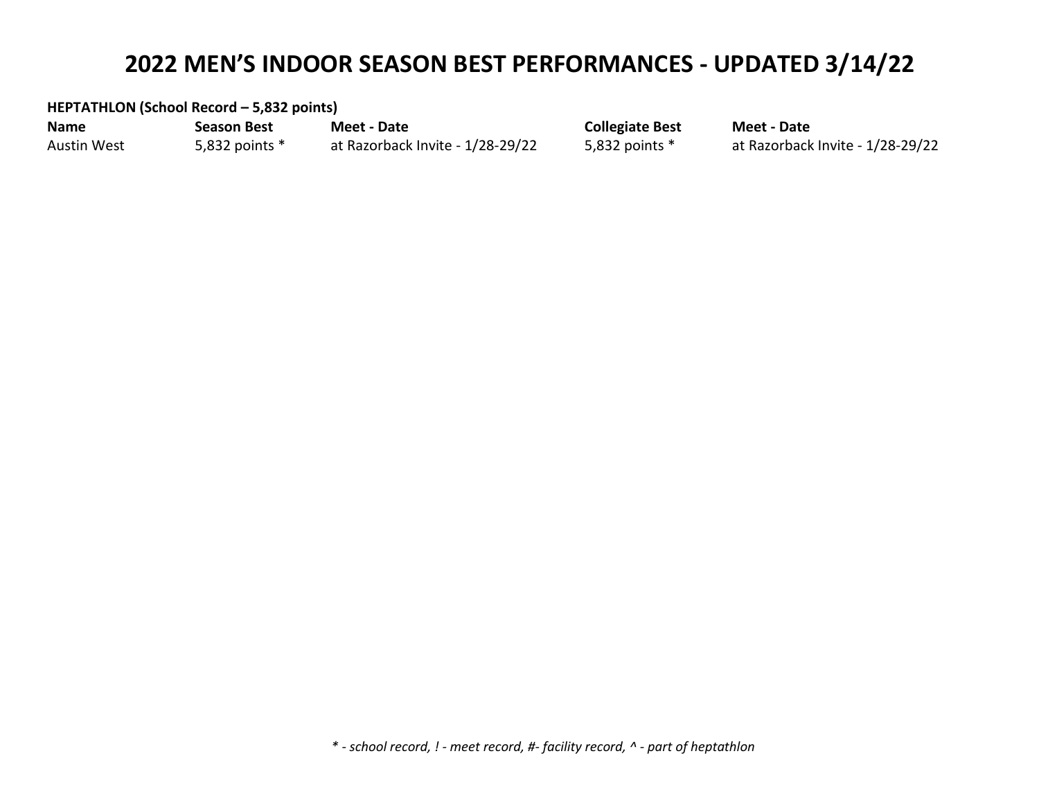# 2022 MEN'S INDOOR SEASON BEST PERFORMANCES - UPDATED 3/14/22

**HEPTATHLON (School Record – 5,832 points)**

| Name | Season Best | Meet - Date | Collegiate Best | Meet - Date |
|---|---|---|---|---|
| Austin West | 5,832 points * | at Razorback Invite - 1/28-29/22 | 5,832 points * | at Razorback Invite - 1/28-29/22 |

*\* - school record, ! - meet record, #- facility record, ^ - part of heptathlon*